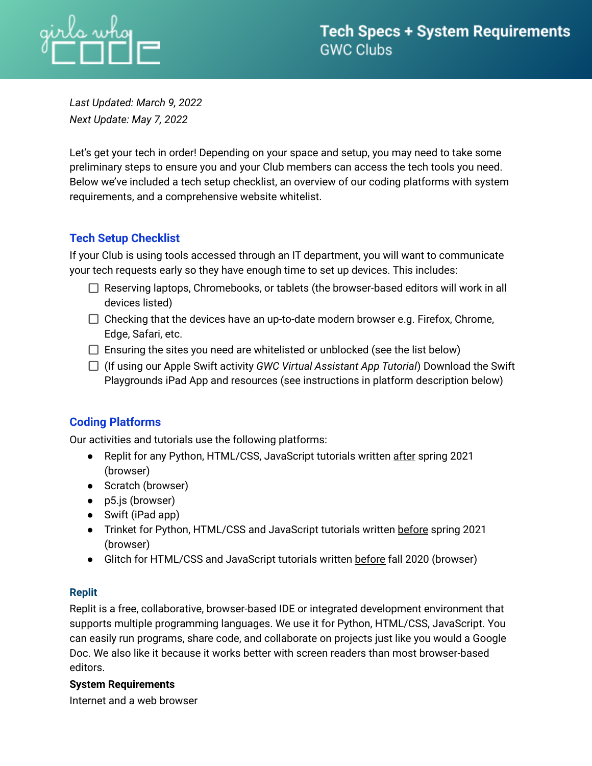# Tech Specs + System Requirements

GWC Clubs

*Last Updated: March 9, 2022*

*Next Update: May 7, 2022*

Let's get your tech in order! Depending on your space and setup, you may need to take some preliminary steps to ensure you and your Club members can access the tech tools you need. Below we've included a tech setup checklist, an overview of our coding platforms with system requirements, and a comprehensive website whitelist.

## Tech Setup Checklist

If your Club is using tools accessed through an IT department, you will want to communicate your tech requests early so they have enough time to set up devices. This includes:

- [ ] Reserving laptops, Chromebooks, or tablets (the browser-based editors will work in all devices listed)
- [ ] Checking that the devices have an up-to-date modern browser e.g. Firefox, Chrome, Edge, Safari, etc.
- [ ] Ensuring the sites you need are whitelisted or unblocked (see the list below)
- [ ] (If using our Apple Swift activity *GWC Virtual Assistant App Tutorial*) Download the Swift Playgrounds iPad App and resources (see instructions in platform description below)

## Coding Platforms

Our activities and tutorials use the following platforms:

- Replit for any Python, HTML/CSS, JavaScript tutorials written after spring 2021 (browser)
- Scratch (browser)
- p5.js (browser)
- Swift (iPad app)
- Trinket for Python, HTML/CSS and JavaScript tutorials written before spring 2021 (browser)
- Glitch for HTML/CSS and JavaScript tutorials written before fall 2020 (browser)

### Replit

Replit is a free, collaborative, browser-based IDE or integrated development environment that supports multiple programming languages. We use it for Python, HTML/CSS, JavaScript. You can easily run programs, share code, and collaborate on projects just like you would a Google Doc. We also like it because it works better with screen readers than most browser-based editors.

**System Requirements**

Internet and a web browser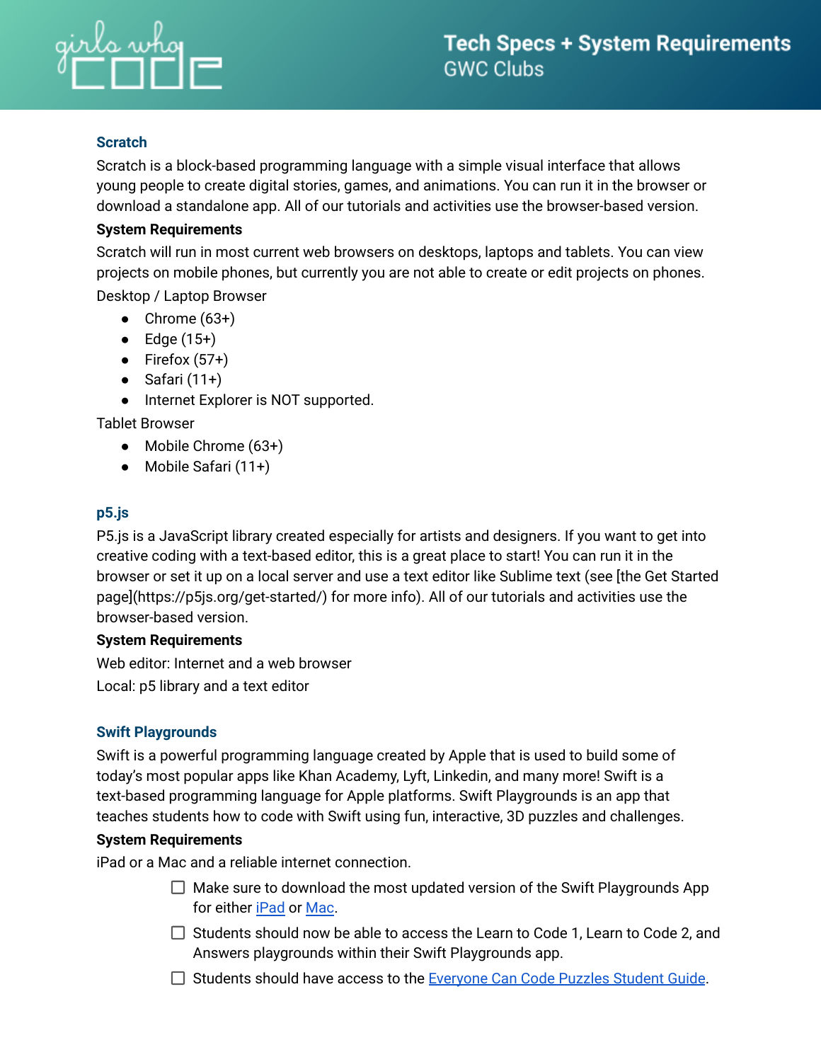## Scratch

Scratch is a block-based programming language with a simple visual interface that allows young people to create digital stories, games, and animations. You can run it in the browser or download a standalone app. All of our tutorials and activities use the browser-based version.

**System Requirements**

Scratch will run in most current web browsers on desktops, laptops and tablets. You can view projects on mobile phones, but currently you are not able to create or edit projects on phones.

Desktop / Laptop Browser

- Chrome (63+)
- Edge (15+)
- Firefox (57+)
- Safari (11+)
- Internet Explorer is NOT supported.

Tablet Browser

- Mobile Chrome (63+)
- Mobile Safari (11+)

## p5.js

P5.js is a JavaScript library created especially for artists and designers. If you want to get into creative coding with a text-based editor, this is a great place to start! You can run it in the browser or set it up on a local server and use a text editor like Sublime text (see [the Get Started page](https://p5js.org/get-started/) for more info). All of our tutorials and activities use the browser-based version.

**System Requirements**

Web editor: Internet and a web browser

Local: p5 library and a text editor

## Swift Playgrounds

Swift is a powerful programming language created by Apple that is used to build some of today's most popular apps like Khan Academy, Lyft, Linkedin, and many more! Swift is a text-based programming language for Apple platforms. Swift Playgrounds is an app that teaches students how to code with Swift using fun, interactive, 3D puzzles and challenges.

**System Requirements**

iPad or a Mac and a reliable internet connection.

- [ ] Make sure to download the most updated version of the Swift Playgrounds App for either iPad or Mac.
- [ ] Students should now be able to access the Learn to Code 1, Learn to Code 2, and Answers playgrounds within their Swift Playgrounds app.
- [ ] Students should have access to the Everyone Can Code Puzzles Student Guide.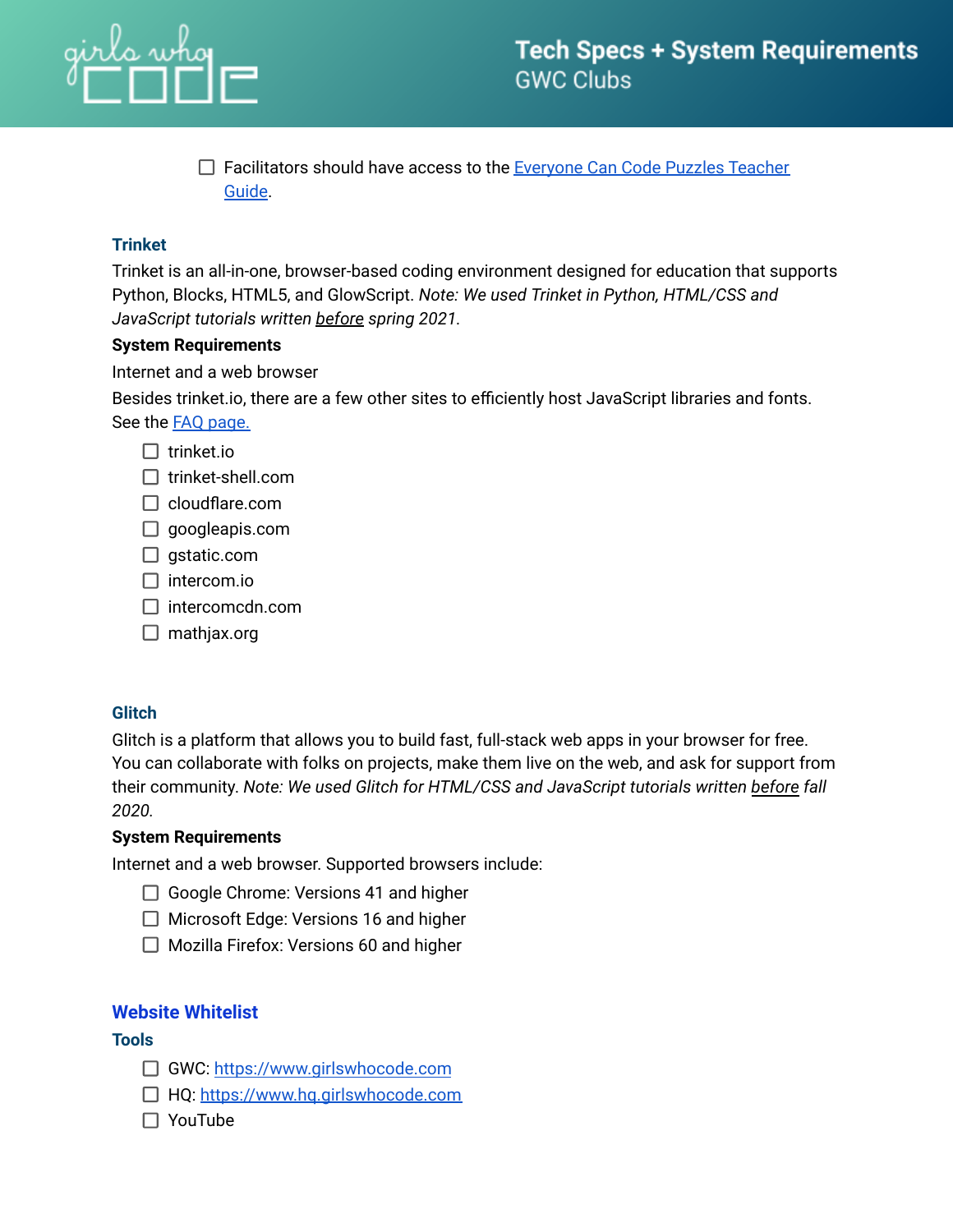- [ ] Facilitators should have access to the [Everyone Can Code Puzzles Teacher Guide](#).

### Trinket

Trinket is an all-in-one, browser-based coding environment designed for education that supports Python, Blocks, HTML5, and GlowScript. *Note: We used Trinket in Python, HTML/CSS and JavaScript tutorials written* __*before*__ *spring 2021.*

**System Requirements**

Internet and a web browser

Besides trinket.io, there are a few other sites to efficiently host JavaScript libraries and fonts. See the [FAQ page.](#)

- [ ] trinket.io
- [ ] trinket-shell.com
- [ ] cloudflare.com
- [ ] googleapis.com
- [ ] gstatic.com
- [ ] intercom.io
- [ ] intercomcdn.com
- [ ] mathjax.org

### Glitch

Glitch is a platform that allows you to build fast, full-stack web apps in your browser for free. You can collaborate with folks on projects, make them live on the web, and ask for support from their community. *Note: We used Glitch for HTML/CSS and JavaScript tutorials written* __*before*__ *fall 2020.*

**System Requirements**

Internet and a web browser. Supported browsers include:

- [ ] Google Chrome: Versions 41 and higher
- [ ] Microsoft Edge: Versions 16 and higher
- [ ] Mozilla Firefox: Versions 60 and higher

## Website Whitelist

### Tools

- [ ] GWC: [https://www.girlswhocode.com](https://www.girlswhocode.com)
- [ ] HQ: [https://www.hq.girlswhocode.com](https://www.hq.girlswhocode.com)
- [ ] YouTube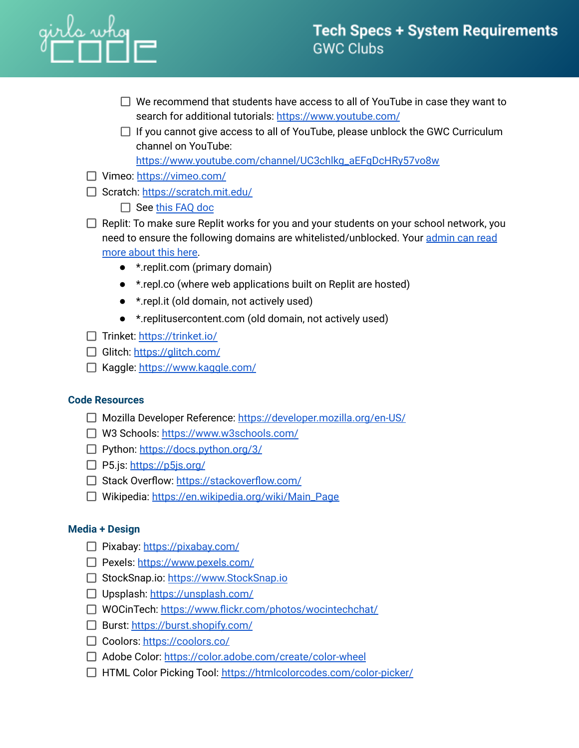- [ ] We recommend that students have access to all of YouTube in case they want to search for additional tutorials: https://www.youtube.com/
    - [ ] If you cannot give access to all of YouTube, please unblock the GWC Curriculum channel on YouTube: https://www.youtube.com/channel/UC3chlkq_aEFqDcHRy57vo8w
- [ ] Vimeo: https://vimeo.com/
- [ ] Scratch: https://scratch.mit.edu/
    - [ ] See this FAQ doc
- [ ] Replit: To make sure Replit works for you and your students on your school network, you need to ensure the following domains are whitelisted/unblocked. Your admin can read more about this here.
    - *.replit.com (primary domain)
    - *.repl.co (where web applications built on Replit are hosted)
    - *.repl.it (old domain, not actively used)
    - *.replitusercontent.com (old domain, not actively used)
- [ ] Trinket: https://trinket.io/
- [ ] Glitch: https://glitch.com/
- [ ] Kaggle: https://www.kaggle.com/

### Code Resources

- [ ] Mozilla Developer Reference: https://developer.mozilla.org/en-US/
- [ ] W3 Schools: https://www.w3schools.com/
- [ ] Python: https://docs.python.org/3/
- [ ] P5.js: https://p5js.org/
- [ ] Stack Overflow: https://stackoverflow.com/
- [ ] Wikipedia: https://en.wikipedia.org/wiki/Main_Page

### Media + Design

- [ ] Pixabay: https://pixabay.com/
- [ ] Pexels: https://www.pexels.com/
- [ ] StockSnap.io: https://www.StockSnap.io
- [ ] Upsplash: https://unsplash.com/
- [ ] WOCinTech: https://www.flickr.com/photos/wocintechchat/
- [ ] Burst: https://burst.shopify.com/
- [ ] Coolors: https://coolors.co/
- [ ] Adobe Color: https://color.adobe.com/create/color-wheel
- [ ] HTML Color Picking Tool: https://htmlcolorcodes.com/color-picker/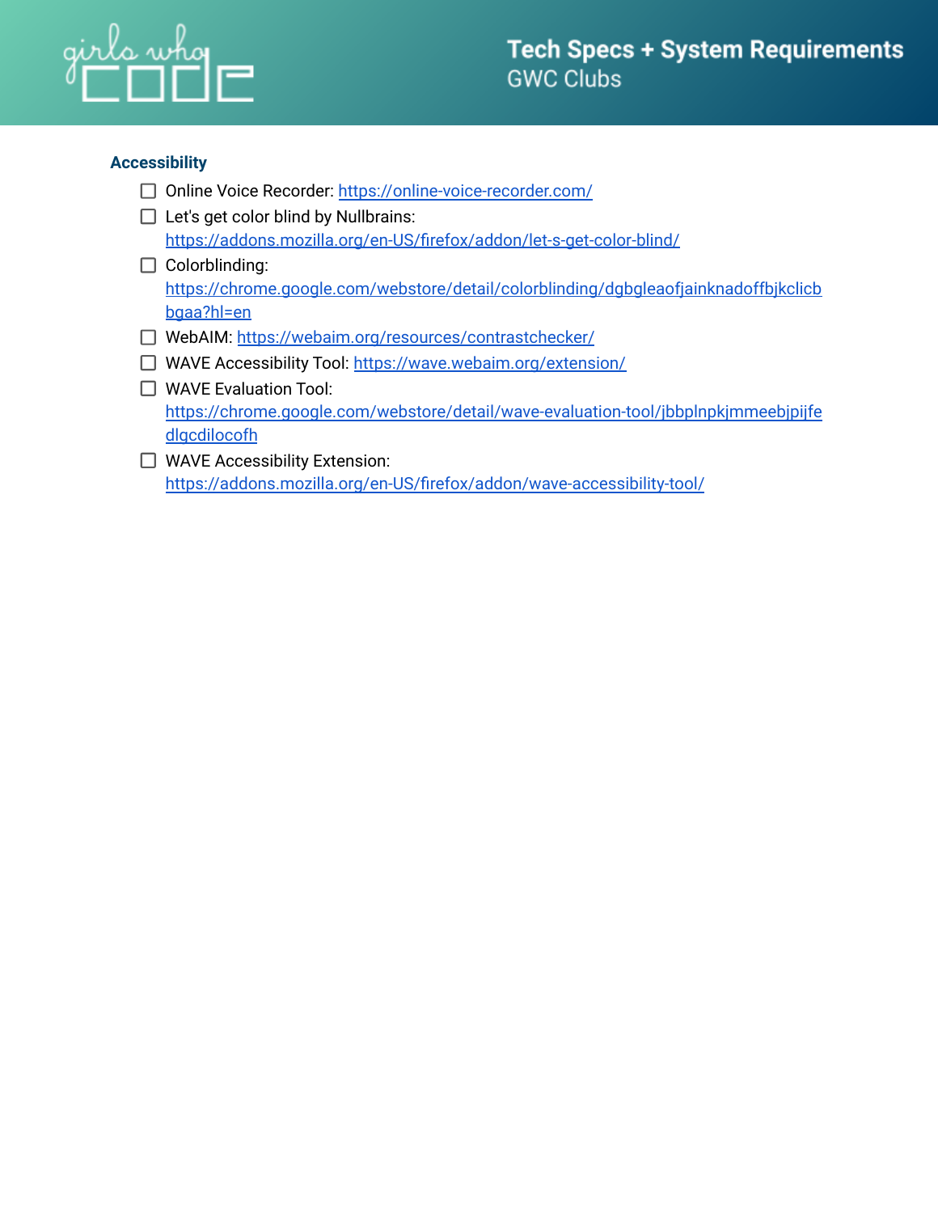### Accessibility

- [ ] Online Voice Recorder: https://online-voice-recorder.com/
- [ ] Let's get color blind by Nullbrains: https://addons.mozilla.org/en-US/firefox/addon/let-s-get-color-blind/
- [ ] Colorblinding: https://chrome.google.com/webstore/detail/colorblinding/dgbgleaofjainknadoffbjkclicbbgaa?hl=en
- [ ] WebAIM: https://webaim.org/resources/contrastchecker/
- [ ] WAVE Accessibility Tool: https://wave.webaim.org/extension/
- [ ] WAVE Evaluation Tool: https://chrome.google.com/webstore/detail/wave-evaluation-tool/jbbplnpkjmmeebjpijfedlgcdilocofh
- [ ] WAVE Accessibility Extension: https://addons.mozilla.org/en-US/firefox/addon/wave-accessibility-tool/